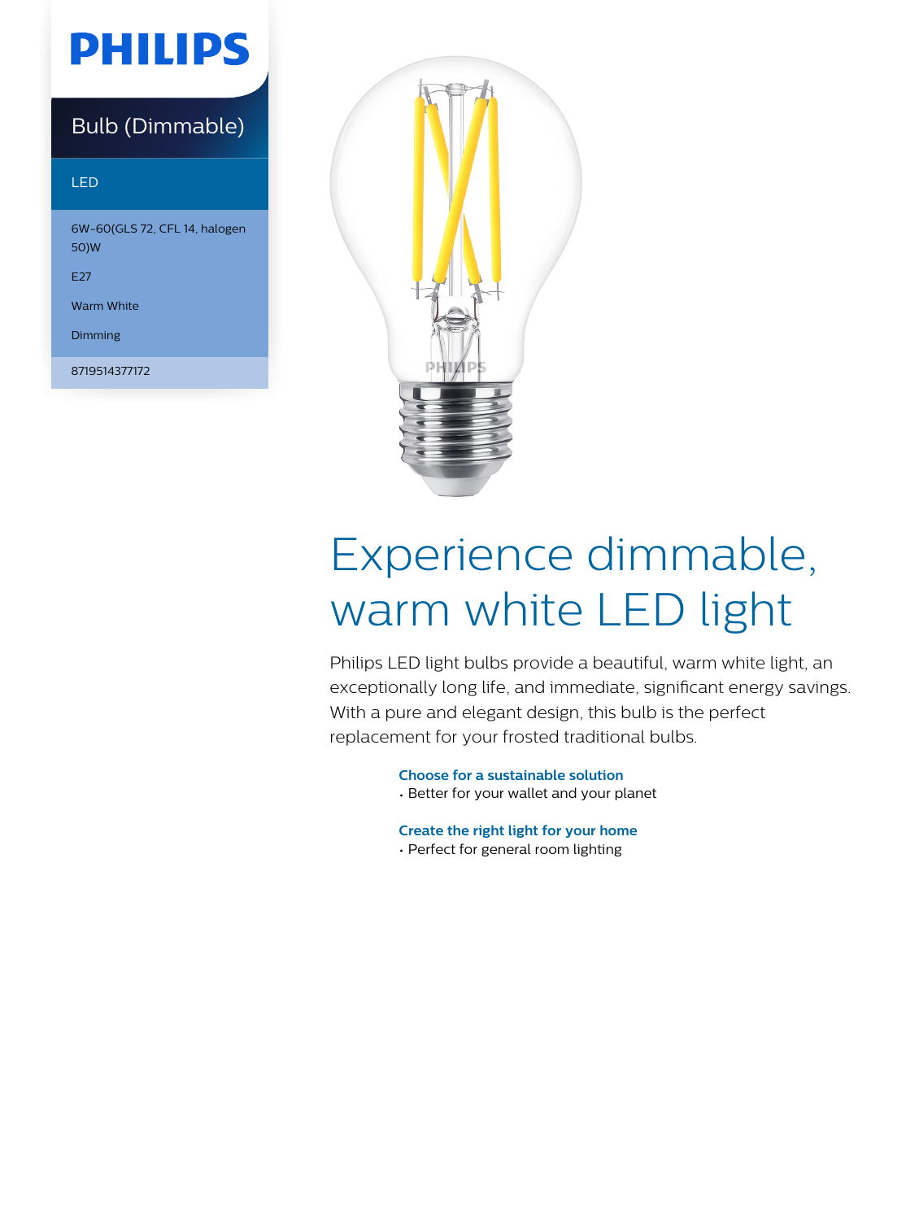PHILIPS

Bulb (Dimmable)

LED

6W-60(GLS 72, CFL 14, halogen 50)W

E27

Warm White

Dimming

8719514377172

# Experience dimmable, warm white LED light

Philips LED light bulbs provide a beautiful, warm white light, an exceptionally long life, and immediate, significant energy savings. With a pure and elegant design, this bulb is the perfect replacement for your frosted traditional bulbs.

**Choose for a sustainable solution**

- Better for your wallet and your planet

**Create the right light for your home**

- Perfect for general room lighting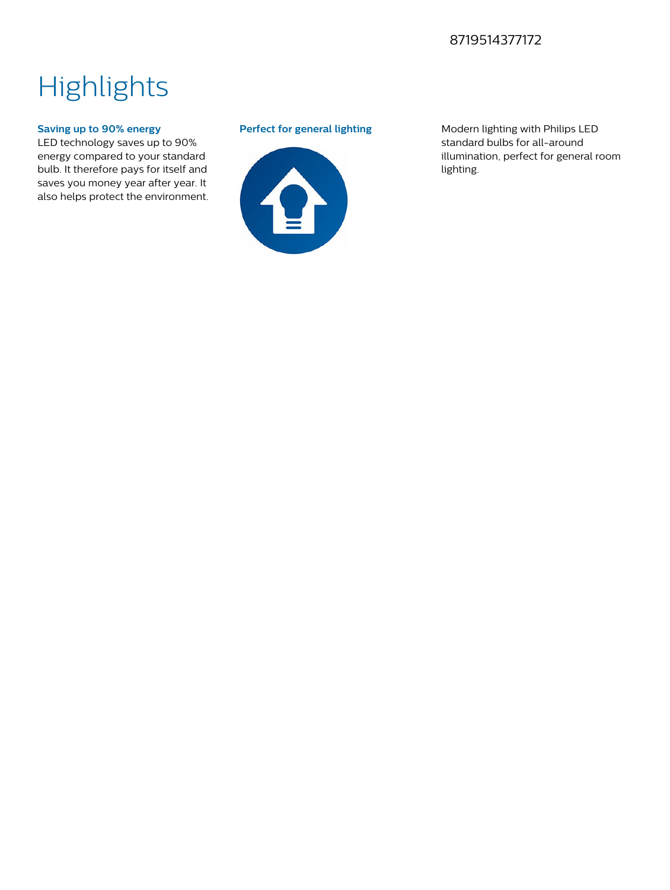# Highlights

**Saving up to 90% energy**
LED technology saves up to 90% energy compared to your standard bulb. It therefore pays for itself and saves you money year after year. It also helps protect the environment.

**Perfect for general lighting**
Modern lighting with Philips LED standard bulbs for all-around illumination, perfect for general room lighting.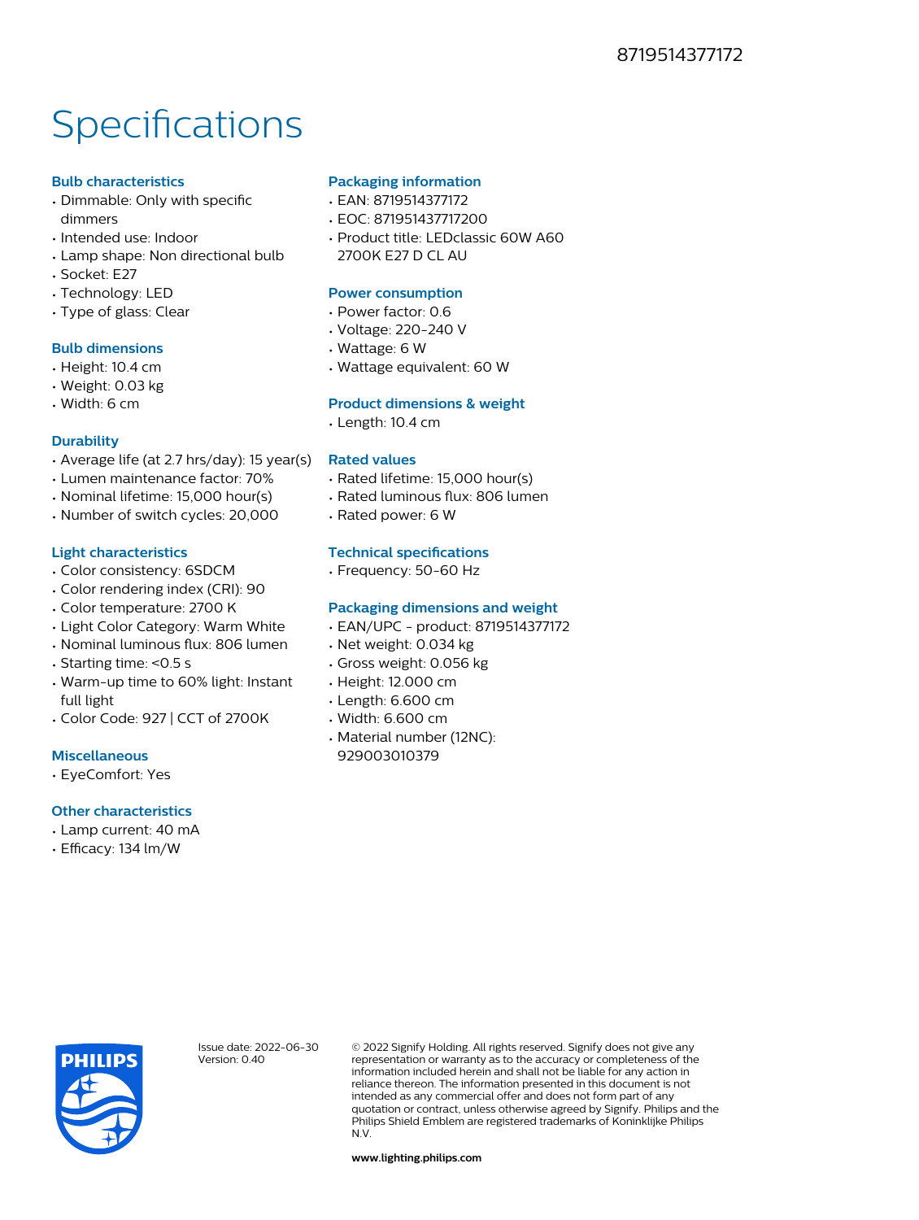8719514377172

# Specifications

### Bulb characteristics

- Dimmable: Only with specific dimmers
- Intended use: Indoor
- Lamp shape: Non directional bulb
- Socket: E27
- Technology: LED
- Type of glass: Clear

### Bulb dimensions

- Height: 10.4 cm
- Weight: 0.03 kg
- Width: 6 cm

### Durability

- Average life (at 2.7 hrs/day): 15 year(s)
- Lumen maintenance factor: 70%
- Nominal lifetime: 15,000 hour(s)
- Number of switch cycles: 20,000

### Light characteristics

- Color consistency: 6SDCM
- Color rendering index (CRI): 90
- Color temperature: 2700 K
- Light Color Category: Warm White
- Nominal luminous flux: 806 lumen
- Starting time: <0.5 s
- Warm-up time to 60% light: Instant full light
- Color Code: 927 | CCT of 2700K

### Miscellaneous

- EyeComfort: Yes

### Other characteristics

- Lamp current: 40 mA
- Efficacy: 134 lm/W

### Packaging information

- EAN: 8719514377172
- EOC: 871951437717200
- Product title: LEDclassic 60W A60 2700K E27 D CL AU

### Power consumption

- Power factor: 0.6
- Voltage: 220-240 V
- Wattage: 6 W
- Wattage equivalent: 60 W

### Product dimensions & weight

- Length: 10.4 cm

### Rated values

- Rated lifetime: 15,000 hour(s)
- Rated luminous flux: 806 lumen
- Rated power: 6 W

### Technical specifications

- Frequency: 50-60 Hz

### Packaging dimensions and weight

- EAN/UPC - product: 8719514377172
- Net weight: 0.034 kg
- Gross weight: 0.056 kg
- Height: 12.000 cm
- Length: 6.600 cm
- Width: 6.600 cm
- Material number (12NC): 929003010379

Issue date: 2022-06-30
Version: 0.40

© 2022 Signify Holding. All rights reserved. Signify does not give any representation or warranty as to the accuracy or completeness of the information included herein and shall not be liable for any action in reliance thereon. The information presented in this document is not intended as any commercial offer and does not form part of any quotation or contract, unless otherwise agreed by Signify. Philips and the Philips Shield Emblem are registered trademarks of Koninklijke Philips N.V.

**www.lighting.philips.com**